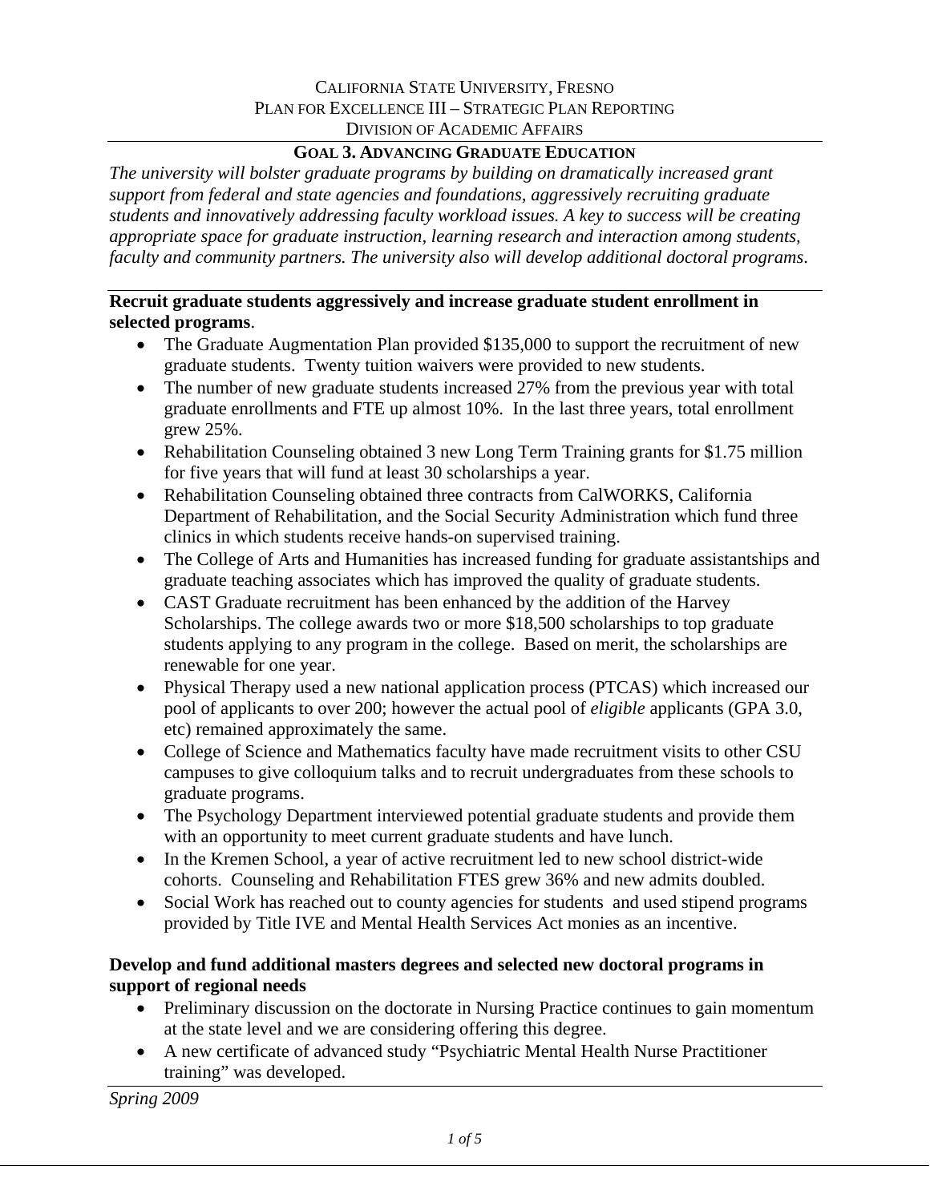CALIFORNIA STATE UNIVERSITY, FRESNO
PLAN FOR EXCELLENCE III – STRATEGIC PLAN REPORTING
DIVISION OF ACADEMIC AFFAIRS

## GOAL 3. ADVANCING GRADUATE EDUCATION

*The university will bolster graduate programs by building on dramatically increased grant support from federal and state agencies and foundations, aggressively recruiting graduate students and innovatively addressing faculty workload issues. A key to success will be creating appropriate space for graduate instruction, learning research and interaction among students, faculty and community partners. The university also will develop additional doctoral programs.*

**Recruit graduate students aggressively and increase graduate student enrollment in selected programs**.

- The Graduate Augmentation Plan provided $135,000 to support the recruitment of new graduate students. Twenty tuition waivers were provided to new students.
- The number of new graduate students increased 27% from the previous year with total graduate enrollments and FTE up almost 10%. In the last three years, total enrollment grew 25%.
- Rehabilitation Counseling obtained 3 new Long Term Training grants for $1.75 million for five years that will fund at least 30 scholarships a year.
- Rehabilitation Counseling obtained three contracts from CalWORKS, California Department of Rehabilitation, and the Social Security Administration which fund three clinics in which students receive hands-on supervised training.
- The College of Arts and Humanities has increased funding for graduate assistantships and graduate teaching associates which has improved the quality of graduate students.
- CAST Graduate recruitment has been enhanced by the addition of the Harvey Scholarships. The college awards two or more $18,500 scholarships to top graduate students applying to any program in the college. Based on merit, the scholarships are renewable for one year.
- Physical Therapy used a new national application process (PTCAS) which increased our pool of applicants to over 200; however the actual pool of *eligible* applicants (GPA 3.0, etc) remained approximately the same.
- College of Science and Mathematics faculty have made recruitment visits to other CSU campuses to give colloquium talks and to recruit undergraduates from these schools to graduate programs.
- The Psychology Department interviewed potential graduate students and provide them with an opportunity to meet current graduate students and have lunch.
- In the Kremen School, a year of active recruitment led to new school district-wide cohorts. Counseling and Rehabilitation FTES grew 36% and new admits doubled.
- Social Work has reached out to county agencies for students and used stipend programs provided by Title IVE and Mental Health Services Act monies as an incentive.

**Develop and fund additional masters degrees and selected new doctoral programs in support of regional needs**

- Preliminary discussion on the doctorate in Nursing Practice continues to gain momentum at the state level and we are considering offering this degree.
- A new certificate of advanced study "Psychiatric Mental Health Nurse Practitioner training" was developed.

*Spring 2009*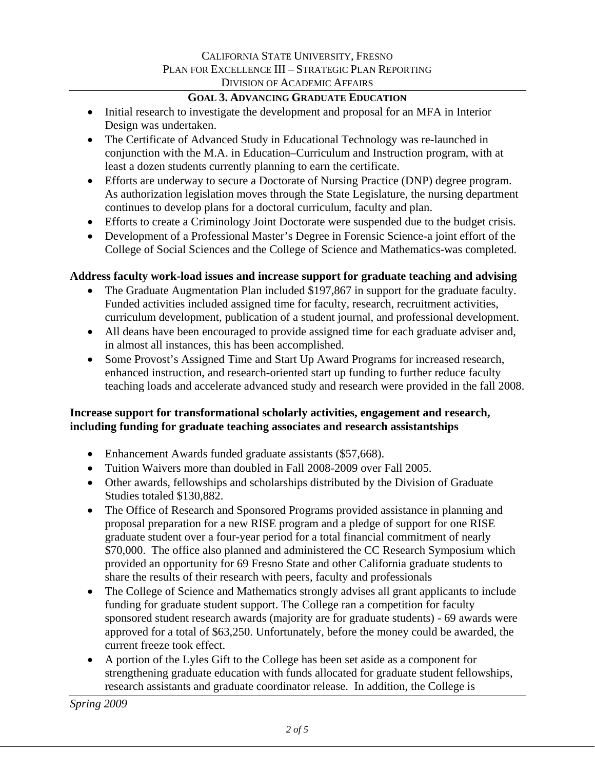## GOAL 3. ADVANCING GRADUATE EDUCATION

- Initial research to investigate the development and proposal for an MFA in Interior Design was undertaken.
- The Certificate of Advanced Study in Educational Technology was re-launched in conjunction with the M.A. in Education–Curriculum and Instruction program, with at least a dozen students currently planning to earn the certificate.
- Efforts are underway to secure a Doctorate of Nursing Practice (DNP) degree program. As authorization legislation moves through the State Legislature, the nursing department continues to develop plans for a doctoral curriculum, faculty and plan.
- Efforts to create a Criminology Joint Doctorate were suspended due to the budget crisis.
- Development of a Professional Master's Degree in Forensic Science-a joint effort of the College of Social Sciences and the College of Science and Mathematics-was completed.

**Address faculty work-load issues and increase support for graduate teaching and advising**

- The Graduate Augmentation Plan included $197,867 in support for the graduate faculty. Funded activities included assigned time for faculty, research, recruitment activities, curriculum development, publication of a student journal, and professional development.
- All deans have been encouraged to provide assigned time for each graduate adviser and, in almost all instances, this has been accomplished.
- Some Provost's Assigned Time and Start Up Award Programs for increased research, enhanced instruction, and research-oriented start up funding to further reduce faculty teaching loads and accelerate advanced study and research were provided in the fall 2008.

**Increase support for transformational scholarly activities, engagement and research, including funding for graduate teaching associates and research assistantships**

- Enhancement Awards funded graduate assistants ($57,668).
- Tuition Waivers more than doubled in Fall 2008-2009 over Fall 2005.
- Other awards, fellowships and scholarships distributed by the Division of Graduate Studies totaled $130,882.
- The Office of Research and Sponsored Programs provided assistance in planning and proposal preparation for a new RISE program and a pledge of support for one RISE graduate student over a four-year period for a total financial commitment of nearly $70,000. The office also planned and administered the CC Research Symposium which provided an opportunity for 69 Fresno State and other California graduate students to share the results of their research with peers, faculty and professionals
- The College of Science and Mathematics strongly advises all grant applicants to include funding for graduate student support. The College ran a competition for faculty sponsored student research awards (majority are for graduate students) - 69 awards were approved for a total of $63,250. Unfortunately, before the money could be awarded, the current freeze took effect.
- A portion of the Lyles Gift to the College has been set aside as a component for strengthening graduate education with funds allocated for graduate student fellowships, research assistants and graduate coordinator release. In addition, the College is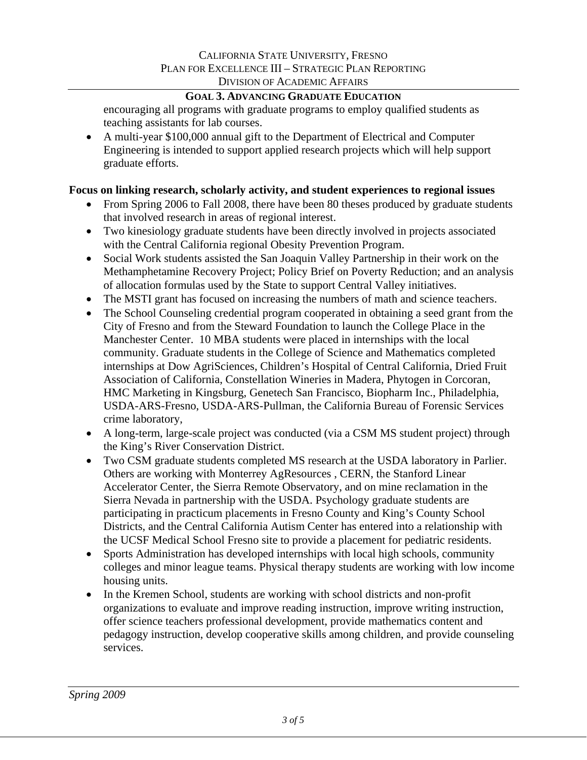encouraging all programs with graduate programs to employ qualified students as teaching assistants for lab courses.

- A multi-year $100,000 annual gift to the Department of Electrical and Computer Engineering is intended to support applied research projects which will help support graduate efforts.

**Focus on linking research, scholarly activity, and student experiences to regional issues**

- From Spring 2006 to Fall 2008, there have been 80 theses produced by graduate students that involved research in areas of regional interest.
- Two kinesiology graduate students have been directly involved in projects associated with the Central California regional Obesity Prevention Program.
- Social Work students assisted the San Joaquin Valley Partnership in their work on the Methamphetamine Recovery Project; Policy Brief on Poverty Reduction; and an analysis of allocation formulas used by the State to support Central Valley initiatives.
- The MSTI grant has focused on increasing the numbers of math and science teachers.
- The School Counseling credential program cooperated in obtaining a seed grant from the City of Fresno and from the Steward Foundation to launch the College Place in the Manchester Center. 10 MBA students were placed in internships with the local community. Graduate students in the College of Science and Mathematics completed internships at Dow AgriSciences, Children's Hospital of Central California, Dried Fruit Association of California, Constellation Wineries in Madera, Phytogen in Corcoran, HMC Marketing in Kingsburg, Genetech San Francisco, Biopharm Inc., Philadelphia, USDA-ARS-Fresno, USDA-ARS-Pullman, the California Bureau of Forensic Services crime laboratory,
- A long-term, large-scale project was conducted (via a CSM MS student project) through the King's River Conservation District.
- Two CSM graduate students completed MS research at the USDA laboratory in Parlier. Others are working with Monterrey AgResources , CERN, the Stanford Linear Accelerator Center, the Sierra Remote Observatory, and on mine reclamation in the Sierra Nevada in partnership with the USDA. Psychology graduate students are participating in practicum placements in Fresno County and King's County School Districts, and the Central California Autism Center has entered into a relationship with the UCSF Medical School Fresno site to provide a placement for pediatric residents.
- Sports Administration has developed internships with local high schools, community colleges and minor league teams. Physical therapy students are working with low income housing units.
- In the Kremen School, students are working with school districts and non-profit organizations to evaluate and improve reading instruction, improve writing instruction, offer science teachers professional development, provide mathematics content and pedagogy instruction, develop cooperative skills among children, and provide counseling services.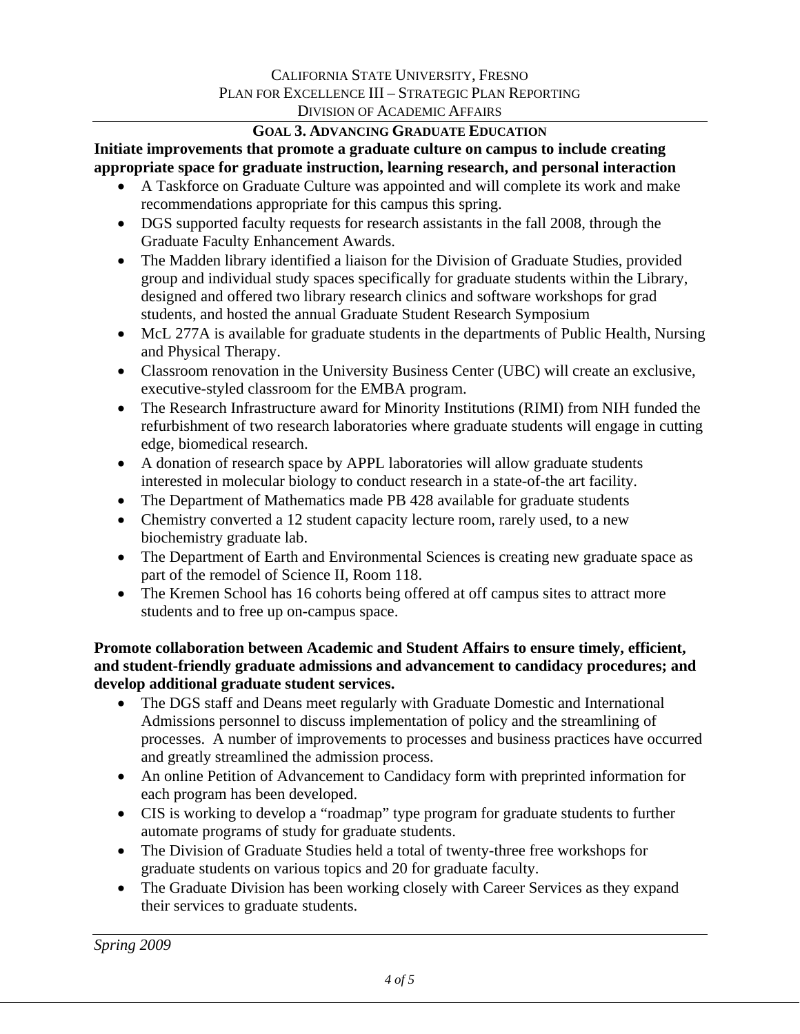## GOAL 3. ADVANCING GRADUATE EDUCATION

**Initiate improvements that promote a graduate culture on campus to include creating appropriate space for graduate instruction, learning research, and personal interaction**

- A Taskforce on Graduate Culture was appointed and will complete its work and make recommendations appropriate for this campus this spring.
- DGS supported faculty requests for research assistants in the fall 2008, through the Graduate Faculty Enhancement Awards.
- The Madden library identified a liaison for the Division of Graduate Studies, provided group and individual study spaces specifically for graduate students within the Library, designed and offered two library research clinics and software workshops for grad students, and hosted the annual Graduate Student Research Symposium
- McL 277A is available for graduate students in the departments of Public Health, Nursing and Physical Therapy.
- Classroom renovation in the University Business Center (UBC) will create an exclusive, executive-styled classroom for the EMBA program.
- The Research Infrastructure award for Minority Institutions (RIMI) from NIH funded the refurbishment of two research laboratories where graduate students will engage in cutting edge, biomedical research.
- A donation of research space by APPL laboratories will allow graduate students interested in molecular biology to conduct research in a state-of-the art facility.
- The Department of Mathematics made PB 428 available for graduate students
- Chemistry converted a 12 student capacity lecture room, rarely used, to a new biochemistry graduate lab.
- The Department of Earth and Environmental Sciences is creating new graduate space as part of the remodel of Science II, Room 118.
- The Kremen School has 16 cohorts being offered at off campus sites to attract more students and to free up on-campus space.

**Promote collaboration between Academic and Student Affairs to ensure timely, efficient, and student-friendly graduate admissions and advancement to candidacy procedures; and develop additional graduate student services.**

- The DGS staff and Deans meet regularly with Graduate Domestic and International Admissions personnel to discuss implementation of policy and the streamlining of processes. A number of improvements to processes and business practices have occurred and greatly streamlined the admission process.
- An online Petition of Advancement to Candidacy form with preprinted information for each program has been developed.
- CIS is working to develop a "roadmap" type program for graduate students to further automate programs of study for graduate students.
- The Division of Graduate Studies held a total of twenty-three free workshops for graduate students on various topics and 20 for graduate faculty.
- The Graduate Division has been working closely with Career Services as they expand their services to graduate students.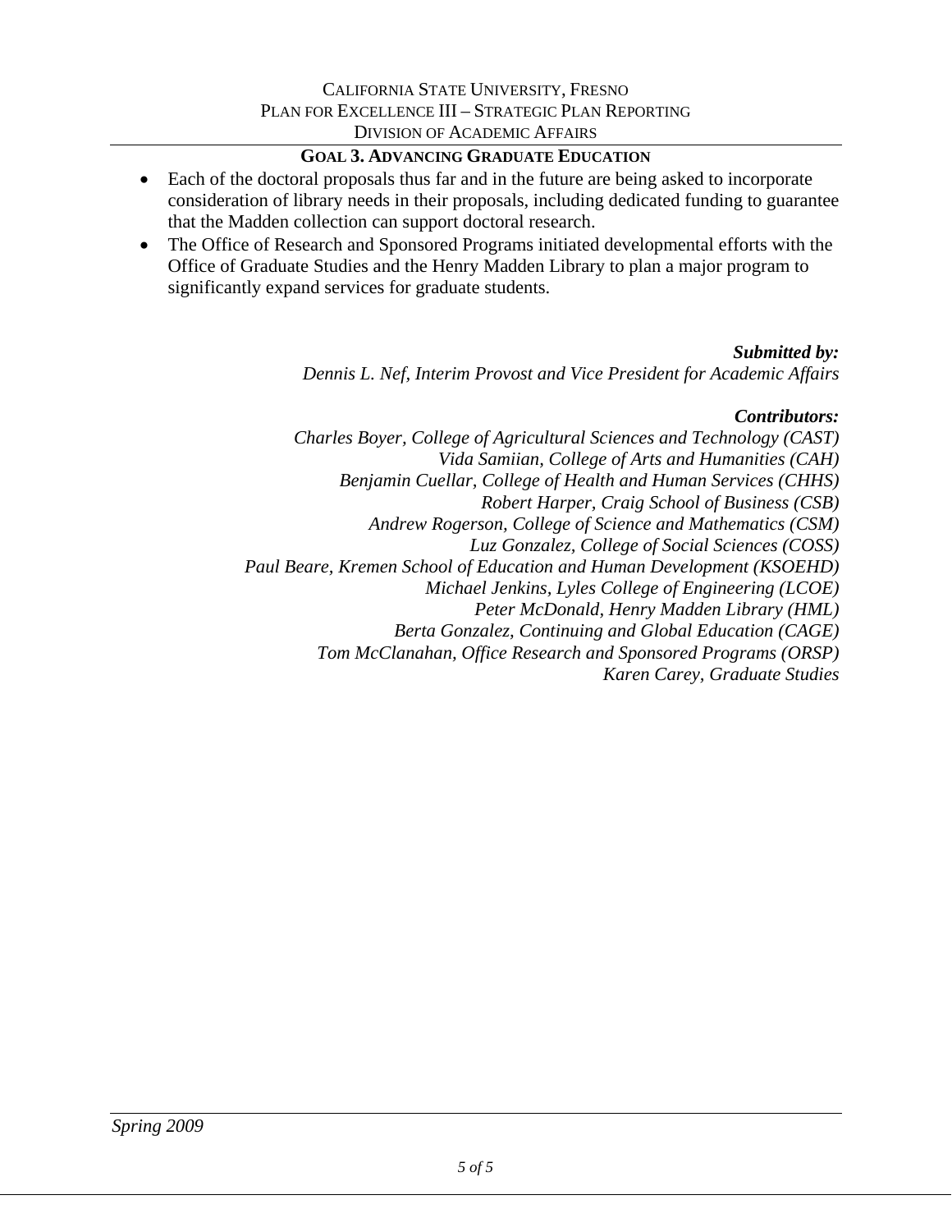**GOAL 3. ADVANCING GRADUATE EDUCATION**

- Each of the doctoral proposals thus far and in the future are being asked to incorporate consideration of library needs in their proposals, including dedicated funding to guarantee that the Madden collection can support doctoral research.
- The Office of Research and Sponsored Programs initiated developmental efforts with the Office of Graduate Studies and the Henry Madden Library to plan a major program to significantly expand services for graduate students.

***Submitted by:***
*Dennis L. Nef, Interim Provost and Vice President for Academic Affairs*

***Contributors:***
*Charles Boyer, College of Agricultural Sciences and Technology (CAST)*
*Vida Samiian, College of Arts and Humanities (CAH)*
*Benjamin Cuellar, College of Health and Human Services (CHHS)*
*Robert Harper, Craig School of Business (CSB)*
*Andrew Rogerson, College of Science and Mathematics (CSM)*
*Luz Gonzalez, College of Social Sciences (COSS)*
*Paul Beare, Kremen School of Education and Human Development (KSOEHD)*
*Michael Jenkins, Lyles College of Engineering (LCOE)*
*Peter McDonald, Henry Madden Library (HML)*
*Berta Gonzalez, Continuing and Global Education (CAGE)*
*Tom McClanahan, Office Research and Sponsored Programs (ORSP)*
*Karen Carey, Graduate Studies*